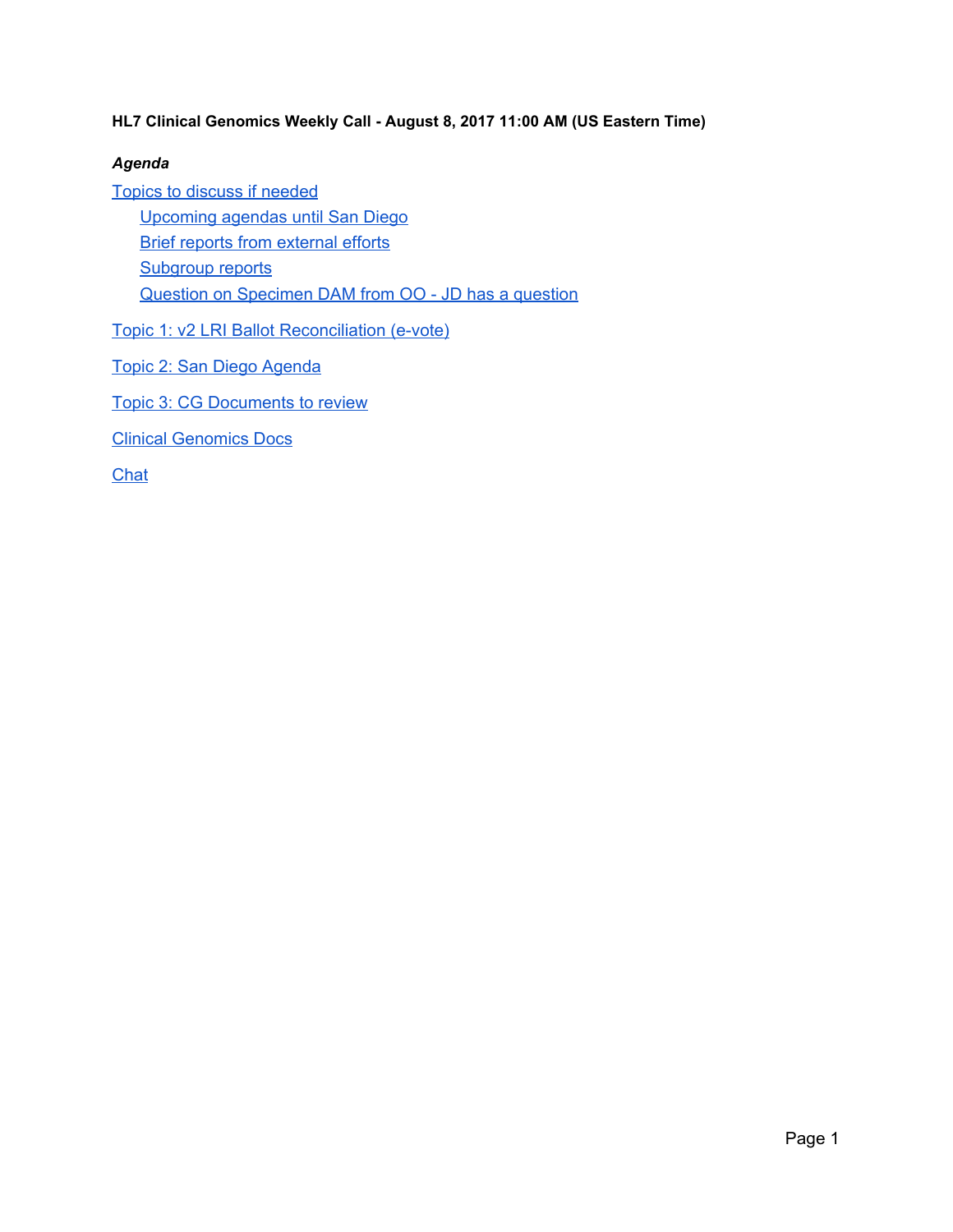**HL7 Clinical Genomics Weekly Call - August 8, 2017 11:00 AM (US Eastern Time)**

***Agenda***

- Topics to discuss if needed
    - Upcoming agendas until San Diego
    - Brief reports from external efforts
    - Subgroup reports
    - Question on Specimen DAM from OO - JD has a question
- Topic 1: v2 LRI Ballot Reconciliation (e-vote)
- Topic 2: San Diego Agenda
- Topic 3: CG Documents to review
- Clinical Genomics Docs
- Chat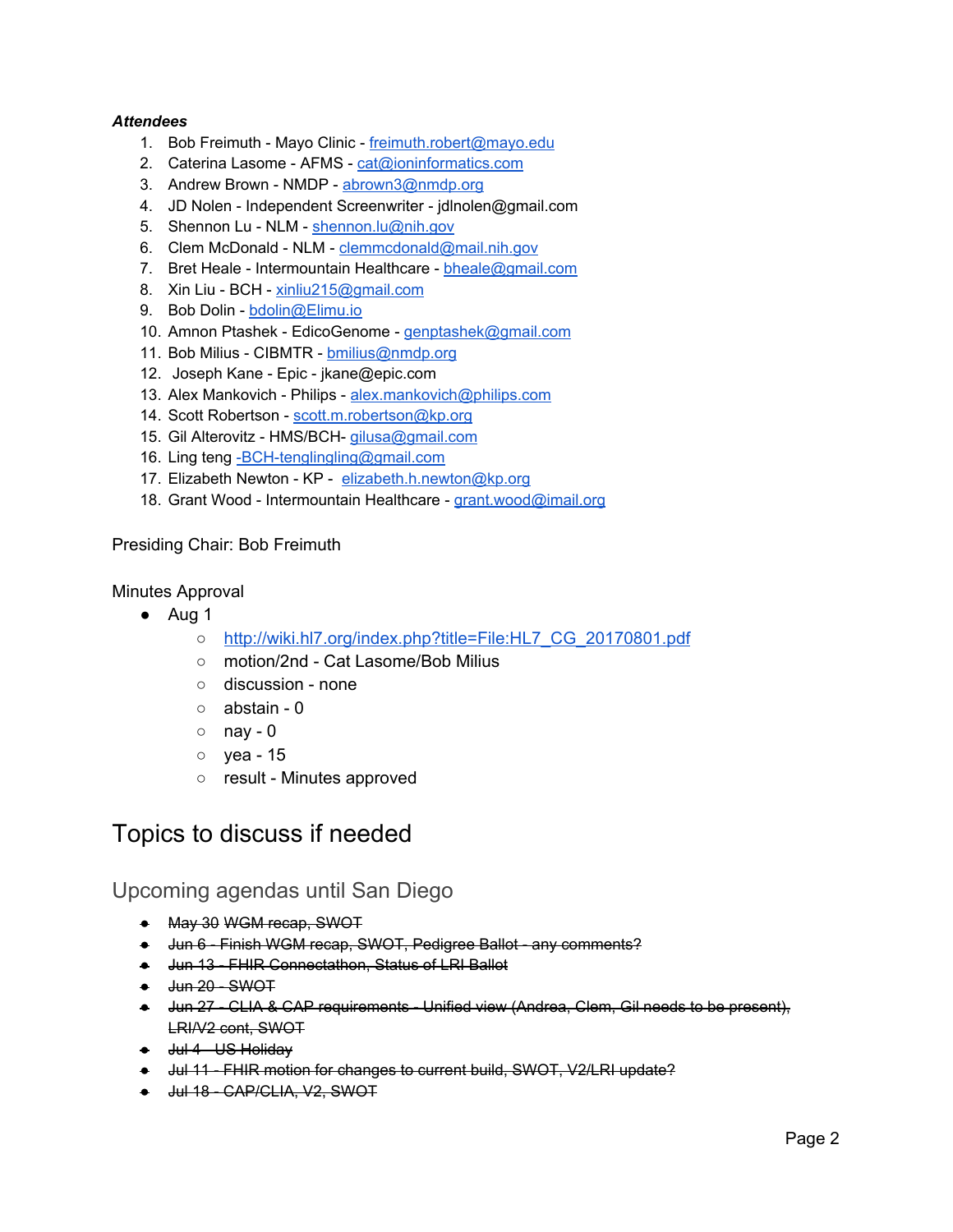***Attendees***

1. Bob Freimuth - Mayo Clinic - freimuth.robert@mayo.edu
2. Caterina Lasome - AFMS - cat@ioninformatics.com
3. Andrew Brown - NMDP - abrown3@nmdp.org
4. JD Nolen - Independent Screenwriter - jdlnolen@gmail.com
5. Shennon Lu - NLM - shennon.lu@nih.gov
6. Clem McDonald - NLM - clemmcdonald@mail.nih.gov
7. Bret Heale - Intermountain Healthcare - bheale@gmail.com
8. Xin Liu - BCH - xinliu215@gmail.com
9. Bob Dolin - bdolin@Elimu.io
10. Amnon Ptashek - EdicoGenome - genptashek@gmail.com
11. Bob Milius - CIBMTR - bmilius@nmdp.org
12. Joseph Kane - Epic - jkane@epic.com
13. Alex Mankovich - Philips - alex.mankovich@philips.com
14. Scott Robertson - scott.m.robertson@kp.org
15. Gil Alterovitz - HMS/BCH- gilusa@gmail.com
16. Ling teng -BCH-tenglingling@gmail.com
17. Elizabeth Newton - KP - elizabeth.h.newton@kp.org
18. Grant Wood - Intermountain Healthcare - grant.wood@imail.org

Presiding Chair: Bob Freimuth

Minutes Approval

- Aug 1
    - http://wiki.hl7.org/index.php?title=File:HL7_CG_20170801.pdf
    - motion/2nd - Cat Lasome/Bob Milius
    - discussion - none
    - abstain - 0
    - nay - 0
    - yea - 15
    - result - Minutes approved

# Topics to discuss if needed

## Upcoming agendas until San Diego

- ~~May 30 WGM recap, SWOT~~
- ~~Jun 6 - Finish WGM recap, SWOT, Pedigree Ballot - any comments?~~
- ~~Jun 13 - FHIR Connectathon, Status of LRI Ballot~~
- ~~Jun 20 - SWOT~~
- ~~Jun 27 - CLIA & CAP requirements - Unified view (Andrea, Clem, Gil needs to be present), LRI/V2 cont, SWOT~~
- ~~Jul 4 - US Holiday~~
- ~~Jul 11 - FHIR motion for changes to current build, SWOT, V2/LRI update?~~
- ~~Jul 18 - CAP/CLIA, V2, SWOT~~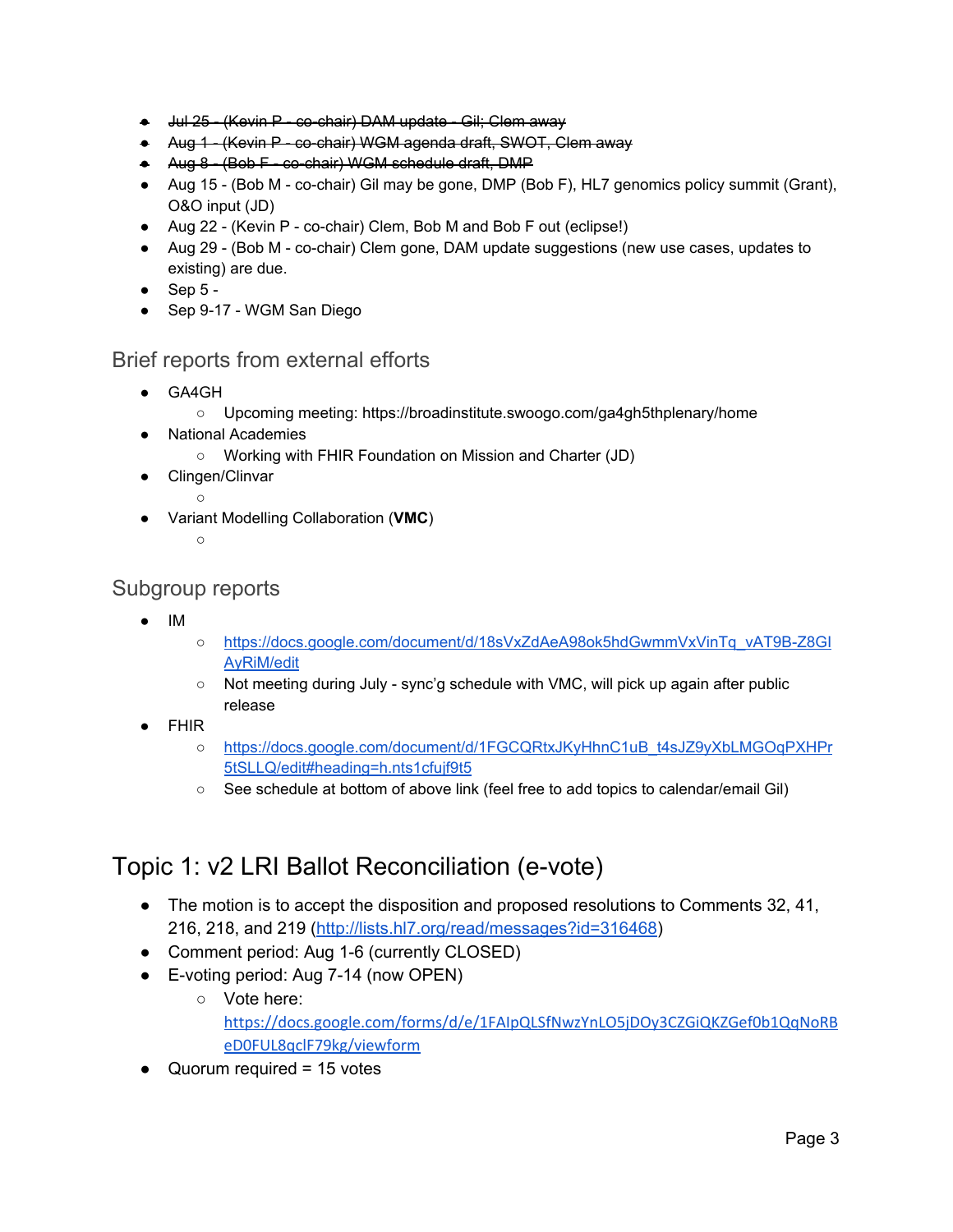- ~~Jul 25 - (Kevin P - co-chair) DAM update - Gil; Clem away~~
- ~~Aug 1 - (Kevin P - co-chair) WGM agenda draft, SWOT, Clem away~~
- ~~Aug 8 - (Bob F - co-chair) WGM schedule draft, DMP~~
- Aug 15 - (Bob M - co-chair) Gil may be gone, DMP (Bob F), HL7 genomics policy summit (Grant), O&O input (JD)
- Aug 22 - (Kevin P - co-chair) Clem, Bob M and Bob F out (eclipse!)
- Aug 29 - (Bob M - co-chair) Clem gone, DAM update suggestions (new use cases, updates to existing) are due.
- Sep 5 -
- Sep 9-17 - WGM San Diego

## Brief reports from external efforts

- GA4GH
  - Upcoming meeting: https://broadinstitute.swoogo.com/ga4gh5thplenary/home
- National Academies
  - Working with FHIR Foundation on Mission and Charter (JD)
- Clingen/Clinvar
  -
- Variant Modelling Collaboration (**VMC**)
  -

## Subgroup reports

- IM
  - [https://docs.google.com/document/d/18sVxZdAeA98ok5hdGwmmVxVinTq_vAT9B-Z8GIAyRiM/edit](https://docs.google.com/document/d/18sVxZdAeA98ok5hdGwmmVxVinTq_vAT9B-Z8GIAyRiM/edit)
  - Not meeting during July - sync'g schedule with VMC, will pick up again after public release
- FHIR
  - [https://docs.google.com/document/d/1FGCQRtxJKyHhnC1uB_t4sJZ9yXbLMGOqPXHPr5tSLLQ/edit#heading=h.nts1cfujf9t5](https://docs.google.com/document/d/1FGCQRtxJKyHhnC1uB_t4sJZ9yXbLMGOqPXHPr5tSLLQ/edit#heading=h.nts1cfujf9t5)
  - See schedule at bottom of above link (feel free to add topics to calendar/email Gil)

# Topic 1: v2 LRI Ballot Reconciliation (e-vote)

- The motion is to accept the disposition and proposed resolutions to Comments 32, 41, 216, 218, and 219 ([http://lists.hl7.org/read/messages?id=316468](http://lists.hl7.org/read/messages?id=316468))
- Comment period: Aug 1-6 (currently CLOSED)
- E-voting period: Aug 7-14 (now OPEN)
  - Vote here: [https://docs.google.com/forms/d/e/1FAIpQLSfNwzYnLO5jDOy3CZGiQKZGef0b1QqNoRBeD0FUL8qclF79kg/viewform](https://docs.google.com/forms/d/e/1FAIpQLSfNwzYnLO5jDOy3CZGiQKZGef0b1QqNoRBeD0FUL8qclF79kg/viewform)
- Quorum required = 15 votes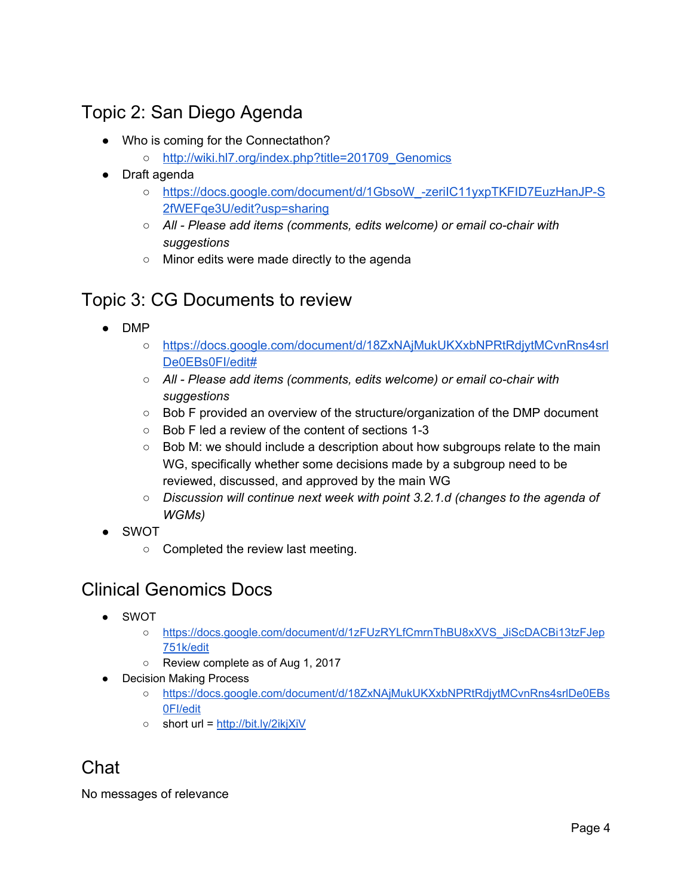## Topic 2: San Diego Agenda

- Who is coming for the Connectathon?
  - http://wiki.hl7.org/index.php?title=201709_Genomics
- Draft agenda
  - https://docs.google.com/document/d/1GbsoW_-zerilC11yxpTKFID7EuzHanJP-S2fWEFqe3U/edit?usp=sharing
  - *All - Please add items (comments, edits welcome) or email co-chair with suggestions*
  - Minor edits were made directly to the agenda

## Topic 3: CG Documents to review

- DMP
  - https://docs.google.com/document/d/18ZxNAjMukUKXxbNPRtRdjytMCvnRns4srlDe0EBs0FI/edit#
  - *All - Please add items (comments, edits welcome) or email co-chair with suggestions*
  - Bob F provided an overview of the structure/organization of the DMP document
  - Bob F led a review of the content of sections 1-3
  - Bob M: we should include a description about how subgroups relate to the main WG, specifically whether some decisions made by a subgroup need to be reviewed, discussed, and approved by the main WG
  - *Discussion will continue next week with point 3.2.1.d (changes to the agenda of WGMs)*
- SWOT
  - Completed the review last meeting.

## Clinical Genomics Docs

- SWOT
  - https://docs.google.com/document/d/1zFUzRYLfCmrnThBU8xXVS_JiScDACBi13tzFJep751k/edit
  - Review complete as of Aug 1, 2017
- Decision Making Process
  - https://docs.google.com/document/d/18ZxNAjMukUKXxbNPRtRdjytMCvnRns4srlDe0EBs0FI/edit
  - short url = http://bit.ly/2ikjXiV

## Chat

No messages of relevance